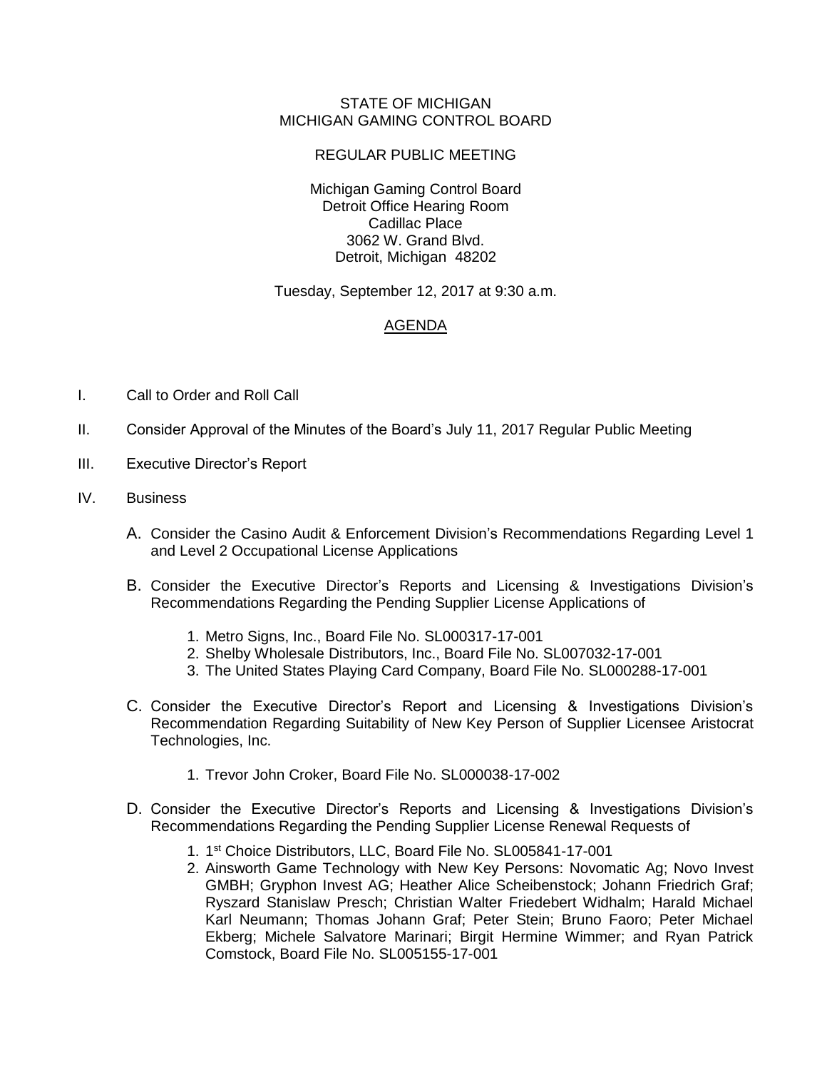STATE OF MICHIGAN
MICHIGAN GAMING CONTROL BOARD

REGULAR PUBLIC MEETING

Michigan Gaming Control Board
Detroit Office Hearing Room
Cadillac Place
3062 W. Grand Blvd.
Detroit, Michigan 48202

Tuesday, September 12, 2017 at 9:30 a.m.

# AGENDA

I. Call to Order and Roll Call

II. Consider Approval of the Minutes of the Board's July 11, 2017 Regular Public Meeting

III. Executive Director's Report

IV. Business

A. Consider the Casino Audit & Enforcement Division's Recommendations Regarding Level 1 and Level 2 Occupational License Applications

B. Consider the Executive Director's Reports and Licensing & Investigations Division's Recommendations Regarding the Pending Supplier License Applications of

1. Metro Signs, Inc., Board File No. SL000317-17-001
2. Shelby Wholesale Distributors, Inc., Board File No. SL007032-17-001
3. The United States Playing Card Company, Board File No. SL000288-17-001

C. Consider the Executive Director's Report and Licensing & Investigations Division's Recommendation Regarding Suitability of New Key Person of Supplier Licensee Aristocrat Technologies, Inc.

1. Trevor John Croker, Board File No. SL000038-17-002

D. Consider the Executive Director's Reports and Licensing & Investigations Division's Recommendations Regarding the Pending Supplier License Renewal Requests of

1. 1st Choice Distributors, LLC, Board File No. SL005841-17-001
2. Ainsworth Game Technology with New Key Persons: Novomatic Ag; Novo Invest GMBH; Gryphon Invest AG; Heather Alice Scheibenstock; Johann Friedrich Graf; Ryszard Stanislaw Presch; Christian Walter Friedebert Widhalm; Harald Michael Karl Neumann; Thomas Johann Graf; Peter Stein; Bruno Faoro; Peter Michael Ekberg; Michele Salvatore Marinari; Birgit Hermine Wimmer; and Ryan Patrick Comstock, Board File No. SL005155-17-001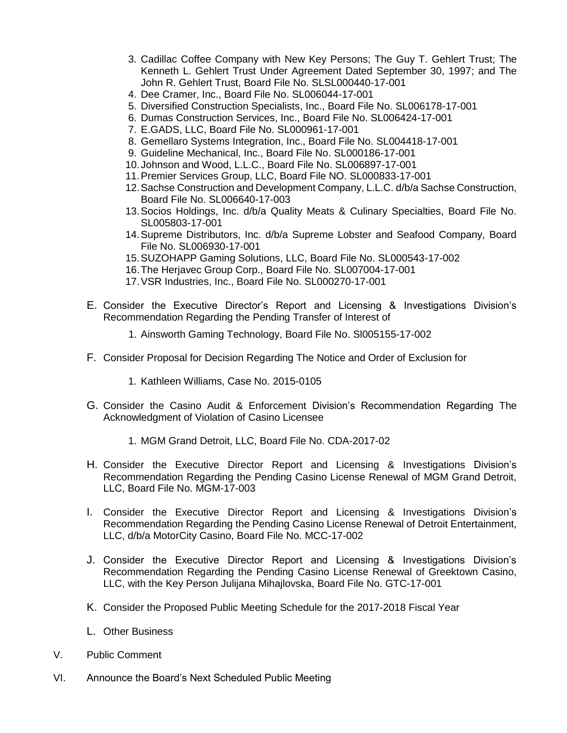3. Cadillac Coffee Company with New Key Persons; The Guy T. Gehlert Trust; The Kenneth L. Gehlert Trust Under Agreement Dated September 30, 1997; and The John R. Gehlert Trust, Board File No. SLSL000440-17-001
4. Dee Cramer, Inc., Board File No. SL006044-17-001
5. Diversified Construction Specialists, Inc., Board File No. SL006178-17-001
6. Dumas Construction Services, Inc., Board File No. SL006424-17-001
7. E.GADS, LLC, Board File No. SL000961-17-001
8. Gemellaro Systems Integration, Inc., Board File No. SL004418-17-001
9. Guideline Mechanical, Inc., Board File No. SL000186-17-001
10. Johnson and Wood, L.L.C., Board File No. SL006897-17-001
11. Premier Services Group, LLC, Board File NO. SL000833-17-001
12. Sachse Construction and Development Company, L.L.C. d/b/a Sachse Construction, Board File No. SL006640-17-003
13. Socios Holdings, Inc. d/b/a Quality Meats & Culinary Specialties, Board File No. SL005803-17-001
14. Supreme Distributors, Inc. d/b/a Supreme Lobster and Seafood Company, Board File No. SL006930-17-001
15. SUZOHAPP Gaming Solutions, LLC, Board File No. SL000543-17-002
16. The Herjavec Group Corp., Board File No. SL007004-17-001
17. VSR Industries, Inc., Board File No. SL000270-17-001

E. Consider the Executive Director's Report and Licensing & Investigations Division's Recommendation Regarding the Pending Transfer of Interest of

   1. Ainsworth Gaming Technology, Board File No. Sl005155-17-002

F. Consider Proposal for Decision Regarding The Notice and Order of Exclusion for

   1. Kathleen Williams, Case No. 2015-0105

G. Consider the Casino Audit & Enforcement Division's Recommendation Regarding The Acknowledgment of Violation of Casino Licensee

   1. MGM Grand Detroit, LLC, Board File No. CDA-2017-02

H. Consider the Executive Director Report and Licensing & Investigations Division's Recommendation Regarding the Pending Casino License Renewal of MGM Grand Detroit, LLC, Board File No. MGM-17-003

I. Consider the Executive Director Report and Licensing & Investigations Division's Recommendation Regarding the Pending Casino License Renewal of Detroit Entertainment, LLC, d/b/a MotorCity Casino, Board File No. MCC-17-002

J. Consider the Executive Director Report and Licensing & Investigations Division's Recommendation Regarding the Pending Casino License Renewal of Greektown Casino, LLC, with the Key Person Julijana Mihajlovska, Board File No. GTC-17-001

K. Consider the Proposed Public Meeting Schedule for the 2017-2018 Fiscal Year

L. Other Business

V. Public Comment

VI. Announce the Board's Next Scheduled Public Meeting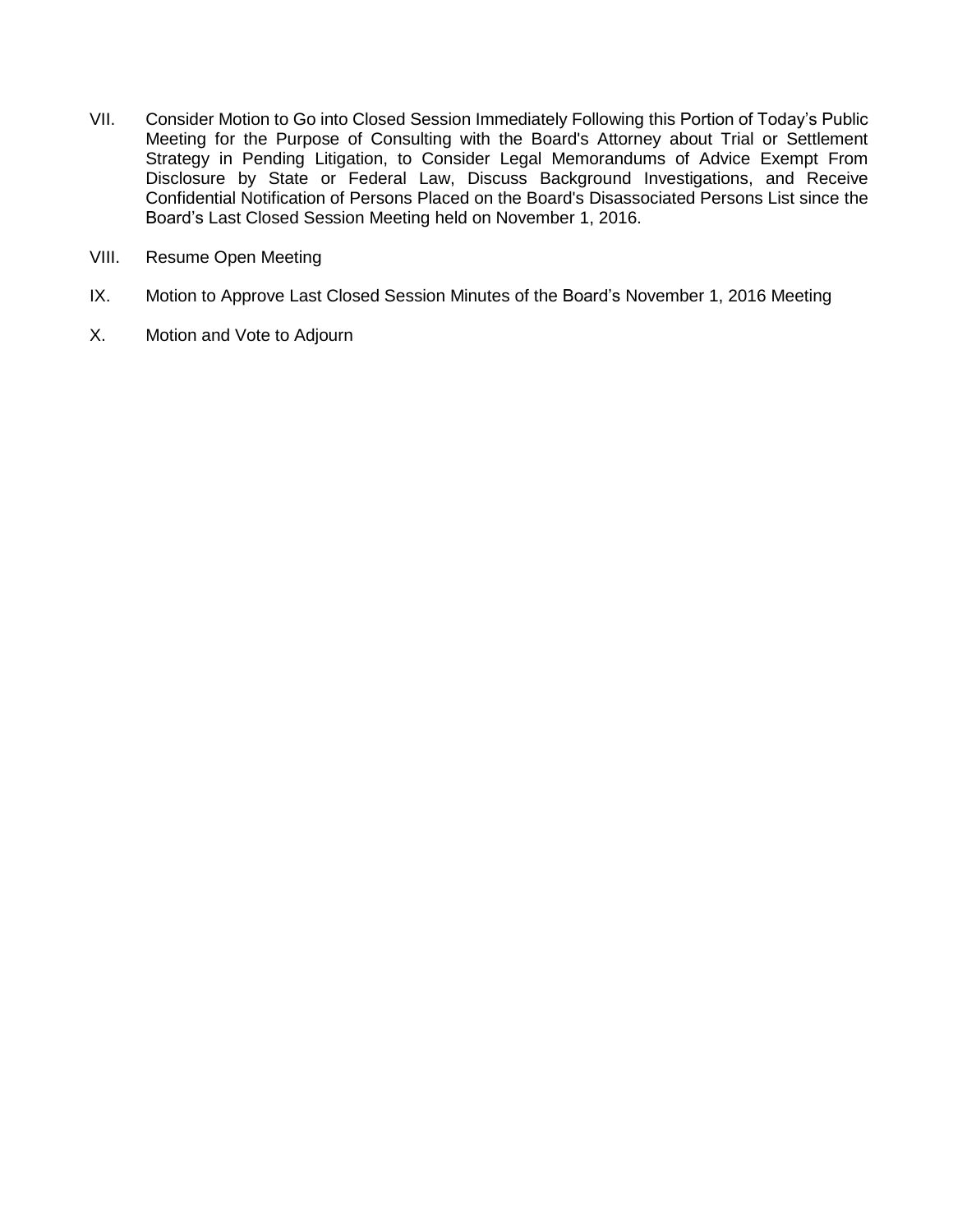VII. Consider Motion to Go into Closed Session Immediately Following this Portion of Today's Public Meeting for the Purpose of Consulting with the Board's Attorney about Trial or Settlement Strategy in Pending Litigation, to Consider Legal Memorandums of Advice Exempt From Disclosure by State or Federal Law, Discuss Background Investigations, and Receive Confidential Notification of Persons Placed on the Board's Disassociated Persons List since the Board's Last Closed Session Meeting held on November 1, 2016.

VIII. Resume Open Meeting

IX. Motion to Approve Last Closed Session Minutes of the Board's November 1, 2016 Meeting

X. Motion and Vote to Adjourn